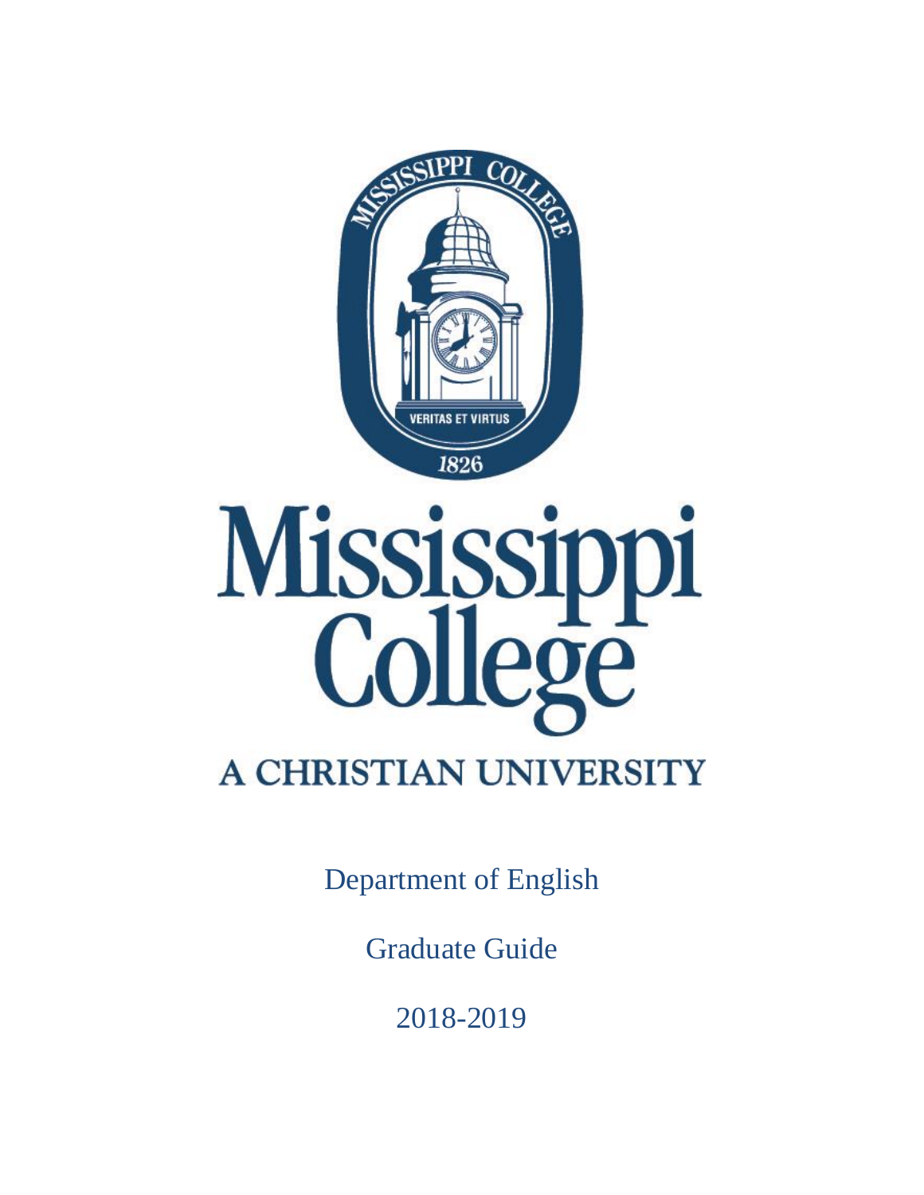MISSISSIPPI COLLEGE

VERITAS ET VIRTUS

1826

# Mississippi College

A CHRISTIAN UNIVERSITY

Department of English

Graduate Guide

2018-2019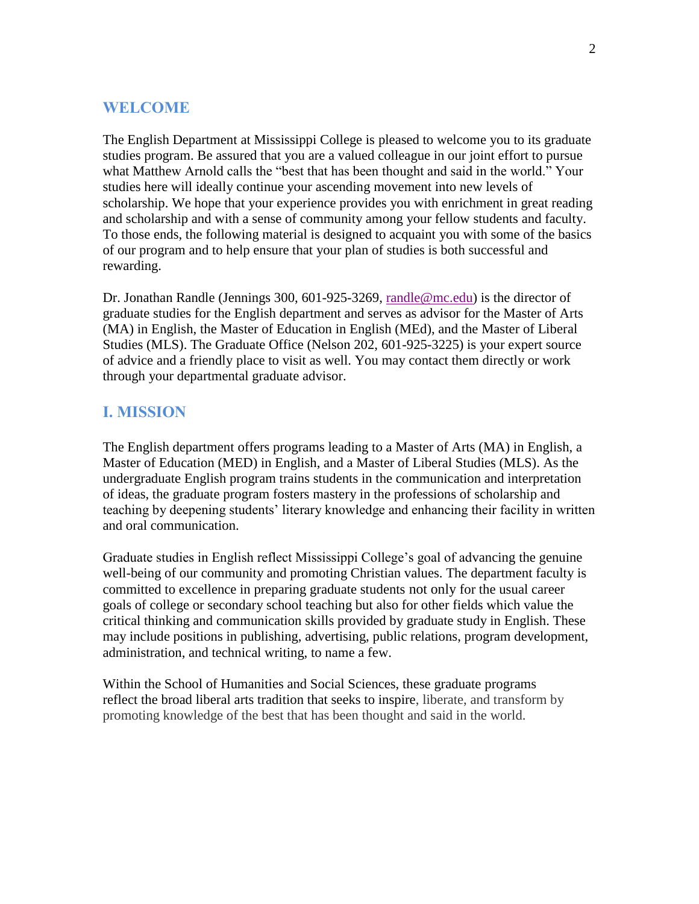## WELCOME

The English Department at Mississippi College is pleased to welcome you to its graduate studies program. Be assured that you are a valued colleague in our joint effort to pursue what Matthew Arnold calls the "best that has been thought and said in the world." Your studies here will ideally continue your ascending movement into new levels of scholarship. We hope that your experience provides you with enrichment in great reading and scholarship and with a sense of community among your fellow students and faculty. To those ends, the following material is designed to acquaint you with some of the basics of our program and to help ensure that your plan of studies is both successful and rewarding.

Dr. Jonathan Randle (Jennings 300, 601-925-3269, randle@mc.edu) is the director of graduate studies for the English department and serves as advisor for the Master of Arts (MA) in English, the Master of Education in English (MEd), and the Master of Liberal Studies (MLS). The Graduate Office (Nelson 202, 601-925-3225) is your expert source of advice and a friendly place to visit as well. You may contact them directly or work through your departmental graduate advisor.

## I. MISSION

The English department offers programs leading to a Master of Arts (MA) in English, a Master of Education (MED) in English, and a Master of Liberal Studies (MLS). As the undergraduate English program trains students in the communication and interpretation of ideas, the graduate program fosters mastery in the professions of scholarship and teaching by deepening students' literary knowledge and enhancing their facility in written and oral communication.

Graduate studies in English reflect Mississippi College's goal of advancing the genuine well-being of our community and promoting Christian values. The department faculty is committed to excellence in preparing graduate students not only for the usual career goals of college or secondary school teaching but also for other fields which value the critical thinking and communication skills provided by graduate study in English. These may include positions in publishing, advertising, public relations, program development, administration, and technical writing, to name a few.

Within the School of Humanities and Social Sciences, these graduate programs reflect the broad liberal arts tradition that seeks to inspire, liberate, and transform by promoting knowledge of the best that has been thought and said in the world.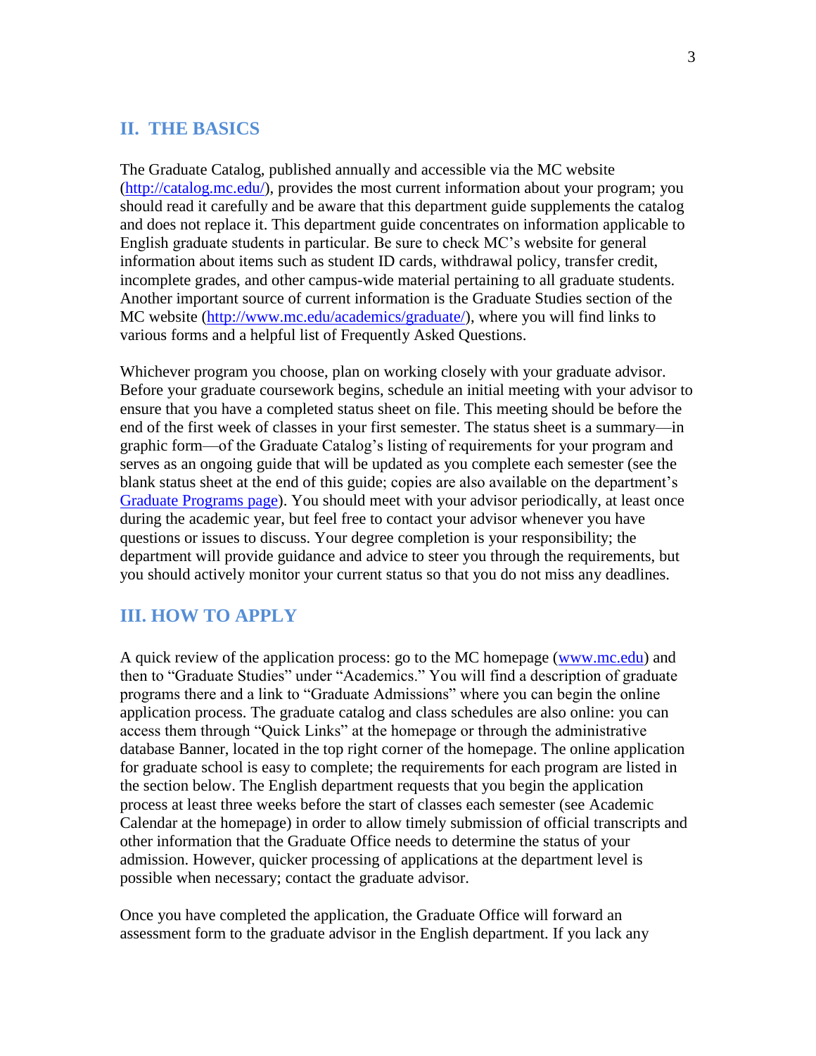## II. THE BASICS

The Graduate Catalog, published annually and accessible via the MC website (http://catalog.mc.edu/), provides the most current information about your program; you should read it carefully and be aware that this department guide supplements the catalog and does not replace it. This department guide concentrates on information applicable to English graduate students in particular. Be sure to check MC's website for general information about items such as student ID cards, withdrawal policy, transfer credit, incomplete grades, and other campus-wide material pertaining to all graduate students. Another important source of current information is the Graduate Studies section of the MC website (http://www.mc.edu/academics/graduate/), where you will find links to various forms and a helpful list of Frequently Asked Questions.

Whichever program you choose, plan on working closely with your graduate advisor. Before your graduate coursework begins, schedule an initial meeting with your advisor to ensure that you have a completed status sheet on file. This meeting should be before the end of the first week of classes in your first semester. The status sheet is a summary—in graphic form—of the Graduate Catalog's listing of requirements for your program and serves as an ongoing guide that will be updated as you complete each semester (see the blank status sheet at the end of this guide; copies are also available on the department's Graduate Programs page). You should meet with your advisor periodically, at least once during the academic year, but feel free to contact your advisor whenever you have questions or issues to discuss. Your degree completion is your responsibility; the department will provide guidance and advice to steer you through the requirements, but you should actively monitor your current status so that you do not miss any deadlines.

## III. HOW TO APPLY

A quick review of the application process: go to the MC homepage (www.mc.edu) and then to "Graduate Studies" under "Academics." You will find a description of graduate programs there and a link to "Graduate Admissions" where you can begin the online application process. The graduate catalog and class schedules are also online: you can access them through "Quick Links" at the homepage or through the administrative database Banner, located in the top right corner of the homepage. The online application for graduate school is easy to complete; the requirements for each program are listed in the section below. The English department requests that you begin the application process at least three weeks before the start of classes each semester (see Academic Calendar at the homepage) in order to allow timely submission of official transcripts and other information that the Graduate Office needs to determine the status of your admission. However, quicker processing of applications at the department level is possible when necessary; contact the graduate advisor.

Once you have completed the application, the Graduate Office will forward an assessment form to the graduate advisor in the English department. If you lack any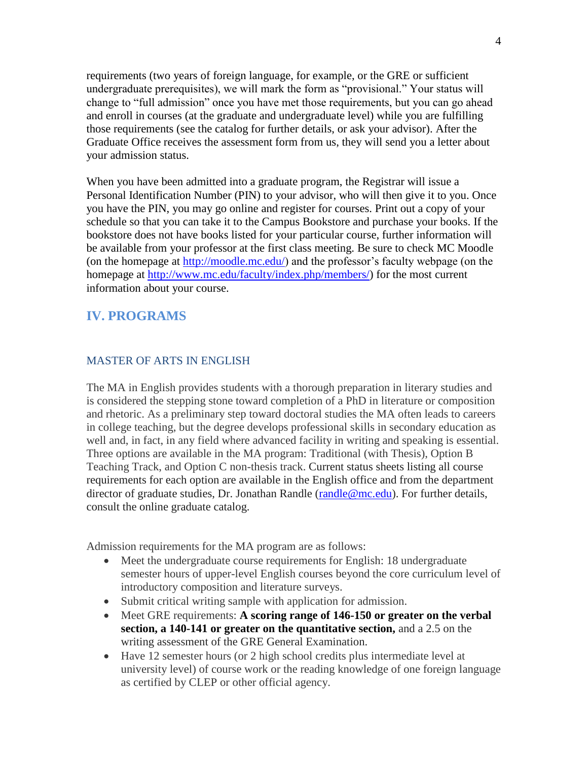requirements (two years of foreign language, for example, or the GRE or sufficient undergraduate prerequisites), we will mark the form as "provisional." Your status will change to "full admission" once you have met those requirements, but you can go ahead and enroll in courses (at the graduate and undergraduate level) while you are fulfilling those requirements (see the catalog for further details, or ask your advisor). After the Graduate Office receives the assessment form from us, they will send you a letter about your admission status.

When you have been admitted into a graduate program, the Registrar will issue a Personal Identification Number (PIN) to your advisor, who will then give it to you. Once you have the PIN, you may go online and register for courses. Print out a copy of your schedule so that you can take it to the Campus Bookstore and purchase your books. If the bookstore does not have books listed for your particular course, further information will be available from your professor at the first class meeting. Be sure to check MC Moodle (on the homepage at http://moodle.mc.edu/) and the professor's faculty webpage (on the homepage at http://www.mc.edu/faculty/index.php/members/) for the most current information about your course.

## IV. PROGRAMS

### MASTER OF ARTS IN ENGLISH

The MA in English provides students with a thorough preparation in literary studies and is considered the stepping stone toward completion of a PhD in literature or composition and rhetoric. As a preliminary step toward doctoral studies the MA often leads to careers in college teaching, but the degree develops professional skills in secondary education as well and, in fact, in any field where advanced facility in writing and speaking is essential. Three options are available in the MA program: Traditional (with Thesis), Option B Teaching Track, and Option C non-thesis track. Current status sheets listing all course requirements for each option are available in the English office and from the department director of graduate studies, Dr. Jonathan Randle (randle@mc.edu). For further details, consult the online graduate catalog.

Admission requirements for the MA program are as follows:

- Meet the undergraduate course requirements for English: 18 undergraduate semester hours of upper-level English courses beyond the core curriculum level of introductory composition and literature surveys.
- Submit critical writing sample with application for admission.
- Meet GRE requirements: **A scoring range of 146-150 or greater on the verbal section, a 140-141 or greater on the quantitative section,** and a 2.5 on the writing assessment of the GRE General Examination.
- Have 12 semester hours (or 2 high school credits plus intermediate level at university level) of course work or the reading knowledge of one foreign language as certified by CLEP or other official agency.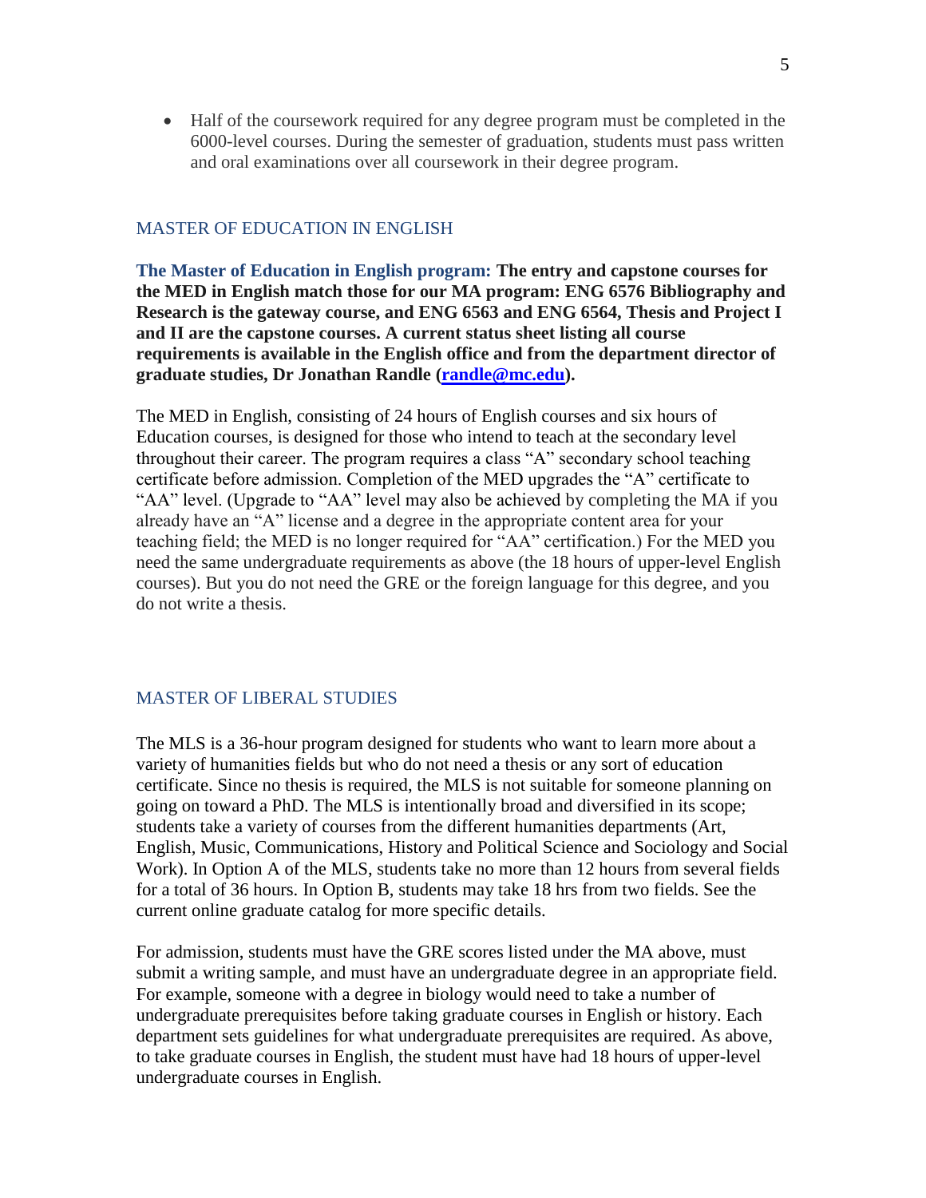- Half of the coursework required for any degree program must be completed in the 6000-level courses. During the semester of graduation, students must pass written and oral examinations over all coursework in their degree program.

## MASTER OF EDUCATION IN ENGLISH

**The Master of Education in English program: The entry and capstone courses for the MED in English match those for our MA program: ENG 6576 Bibliography and Research is the gateway course, and ENG 6563 and ENG 6564, Thesis and Project I and II are the capstone courses. A current status sheet listing all course requirements is available in the English office and from the department director of graduate studies, Dr Jonathan Randle ([randle@mc.edu](mailto:randle@mc.edu)).**

The MED in English, consisting of 24 hours of English courses and six hours of Education courses, is designed for those who intend to teach at the secondary level throughout their career. The program requires a class "A" secondary school teaching certificate before admission. Completion of the MED upgrades the "A" certificate to "AA" level. (Upgrade to "AA" level may also be achieved by completing the MA if you already have an "A" license and a degree in the appropriate content area for your teaching field; the MED is no longer required for "AA" certification.) For the MED you need the same undergraduate requirements as above (the 18 hours of upper-level English courses). But you do not need the GRE or the foreign language for this degree, and you do not write a thesis.

## MASTER OF LIBERAL STUDIES

The MLS is a 36-hour program designed for students who want to learn more about a variety of humanities fields but who do not need a thesis or any sort of education certificate. Since no thesis is required, the MLS is not suitable for someone planning on going on toward a PhD. The MLS is intentionally broad and diversified in its scope; students take a variety of courses from the different humanities departments (Art, English, Music, Communications, History and Political Science and Sociology and Social Work). In Option A of the MLS, students take no more than 12 hours from several fields for a total of 36 hours. In Option B, students may take 18 hrs from two fields. See the current online graduate catalog for more specific details.

For admission, students must have the GRE scores listed under the MA above, must submit a writing sample, and must have an undergraduate degree in an appropriate field. For example, someone with a degree in biology would need to take a number of undergraduate prerequisites before taking graduate courses in English or history. Each department sets guidelines for what undergraduate prerequisites are required. As above, to take graduate courses in English, the student must have had 18 hours of upper-level undergraduate courses in English.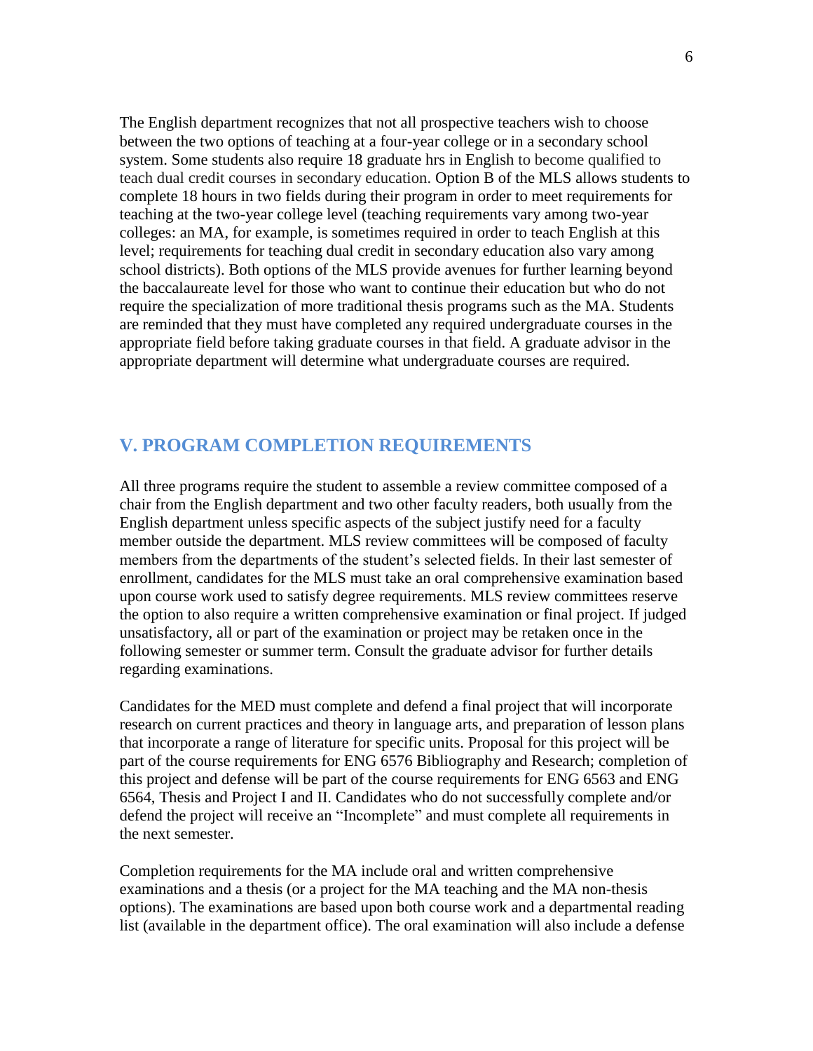The English department recognizes that not all prospective teachers wish to choose between the two options of teaching at a four-year college or in a secondary school system. Some students also require 18 graduate hrs in English to become qualified to teach dual credit courses in secondary education. Option B of the MLS allows students to complete 18 hours in two fields during their program in order to meet requirements for teaching at the two-year college level (teaching requirements vary among two-year colleges: an MA, for example, is sometimes required in order to teach English at this level; requirements for teaching dual credit in secondary education also vary among school districts). Both options of the MLS provide avenues for further learning beyond the baccalaureate level for those who want to continue their education but who do not require the specialization of more traditional thesis programs such as the MA. Students are reminded that they must have completed any required undergraduate courses in the appropriate field before taking graduate courses in that field. A graduate advisor in the appropriate department will determine what undergraduate courses are required.

## V. PROGRAM COMPLETION REQUIREMENTS

All three programs require the student to assemble a review committee composed of a chair from the English department and two other faculty readers, both usually from the English department unless specific aspects of the subject justify need for a faculty member outside the department. MLS review committees will be composed of faculty members from the departments of the student's selected fields. In their last semester of enrollment, candidates for the MLS must take an oral comprehensive examination based upon course work used to satisfy degree requirements. MLS review committees reserve the option to also require a written comprehensive examination or final project. If judged unsatisfactory, all or part of the examination or project may be retaken once in the following semester or summer term. Consult the graduate advisor for further details regarding examinations.

Candidates for the MED must complete and defend a final project that will incorporate research on current practices and theory in language arts, and preparation of lesson plans that incorporate a range of literature for specific units. Proposal for this project will be part of the course requirements for ENG 6576 Bibliography and Research; completion of this project and defense will be part of the course requirements for ENG 6563 and ENG 6564, Thesis and Project I and II. Candidates who do not successfully complete and/or defend the project will receive an "Incomplete" and must complete all requirements in the next semester.

Completion requirements for the MA include oral and written comprehensive examinations and a thesis (or a project for the MA teaching and the MA non-thesis options). The examinations are based upon both course work and a departmental reading list (available in the department office). The oral examination will also include a defense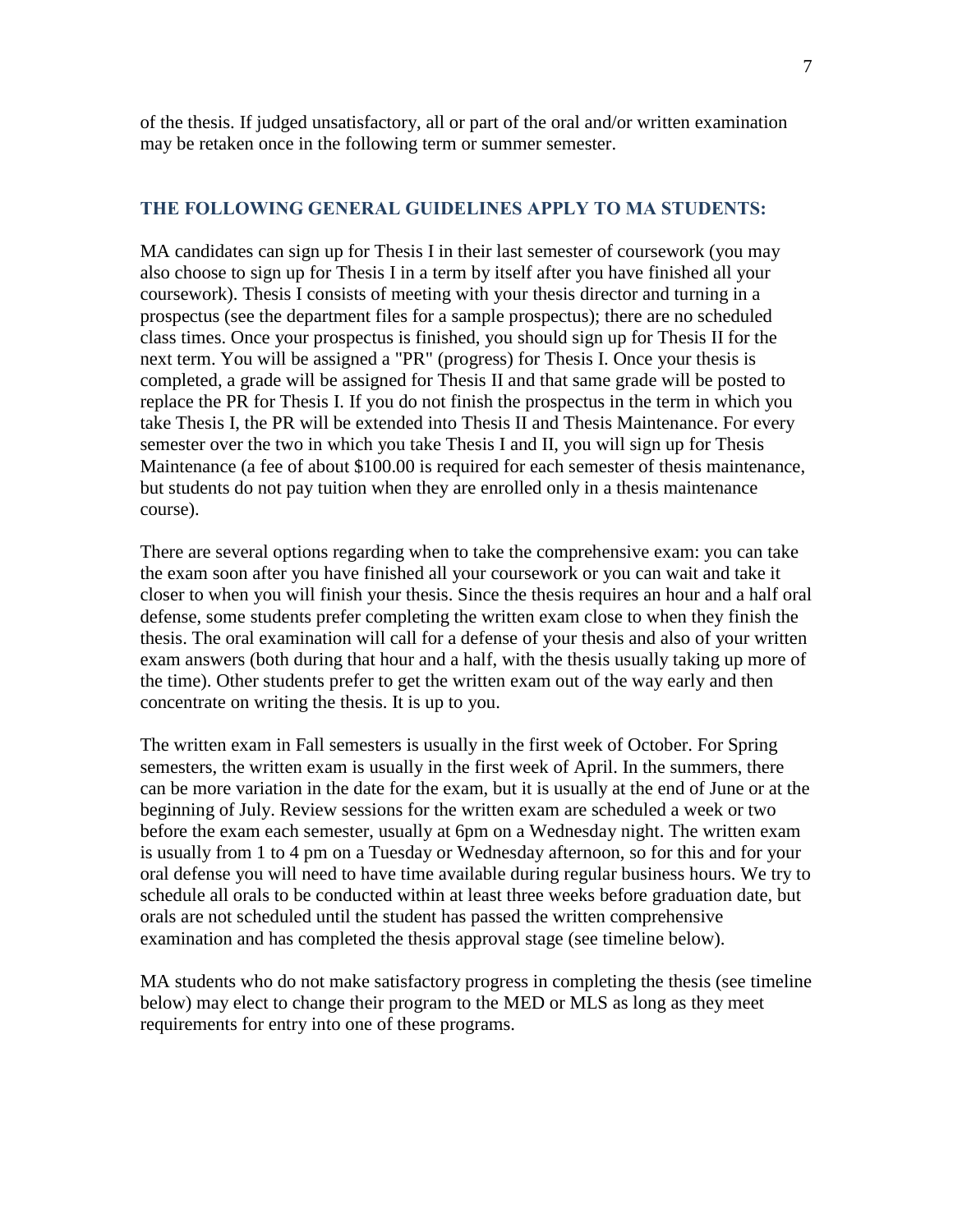of the thesis. If judged unsatisfactory, all or part of the oral and/or written examination may be retaken once in the following term or summer semester.

## THE FOLLOWING GENERAL GUIDELINES APPLY TO MA STUDENTS:

MA candidates can sign up for Thesis I in their last semester of coursework (you may also choose to sign up for Thesis I in a term by itself after you have finished all your coursework). Thesis I consists of meeting with your thesis director and turning in a prospectus (see the department files for a sample prospectus); there are no scheduled class times. Once your prospectus is finished, you should sign up for Thesis II for the next term. You will be assigned a "PR" (progress) for Thesis I. Once your thesis is completed, a grade will be assigned for Thesis II and that same grade will be posted to replace the PR for Thesis I. If you do not finish the prospectus in the term in which you take Thesis I, the PR will be extended into Thesis II and Thesis Maintenance. For every semester over the two in which you take Thesis I and II, you will sign up for Thesis Maintenance (a fee of about $100.00 is required for each semester of thesis maintenance, but students do not pay tuition when they are enrolled only in a thesis maintenance course).

There are several options regarding when to take the comprehensive exam: you can take the exam soon after you have finished all your coursework or you can wait and take it closer to when you will finish your thesis. Since the thesis requires an hour and a half oral defense, some students prefer completing the written exam close to when they finish the thesis. The oral examination will call for a defense of your thesis and also of your written exam answers (both during that hour and a half, with the thesis usually taking up more of the time). Other students prefer to get the written exam out of the way early and then concentrate on writing the thesis. It is up to you.

The written exam in Fall semesters is usually in the first week of October. For Spring semesters, the written exam is usually in the first week of April. In the summers, there can be more variation in the date for the exam, but it is usually at the end of June or at the beginning of July. Review sessions for the written exam are scheduled a week or two before the exam each semester, usually at 6pm on a Wednesday night. The written exam is usually from 1 to 4 pm on a Tuesday or Wednesday afternoon, so for this and for your oral defense you will need to have time available during regular business hours. We try to schedule all orals to be conducted within at least three weeks before graduation date, but orals are not scheduled until the student has passed the written comprehensive examination and has completed the thesis approval stage (see timeline below).

MA students who do not make satisfactory progress in completing the thesis (see timeline below) may elect to change their program to the MED or MLS as long as they meet requirements for entry into one of these programs.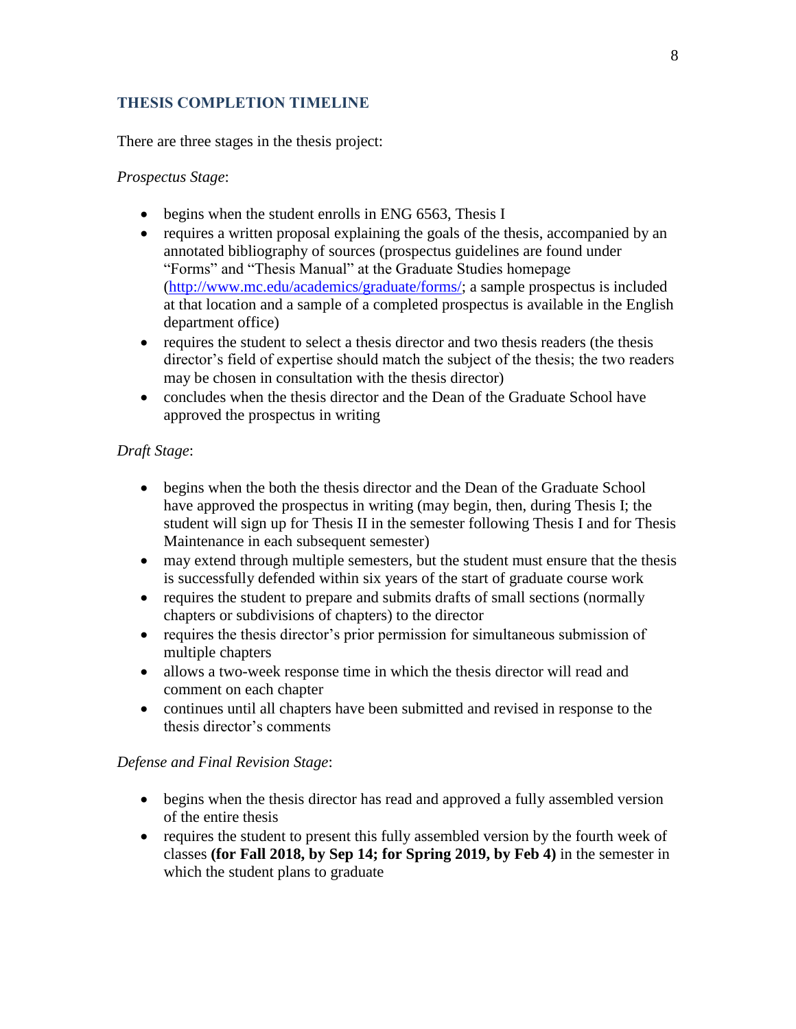## THESIS COMPLETION TIMELINE

There are three stages in the thesis project:

*Prospectus Stage*:

- begins when the student enrolls in ENG 6563, Thesis I
- requires a written proposal explaining the goals of the thesis, accompanied by an annotated bibliography of sources (prospectus guidelines are found under "Forms" and "Thesis Manual" at the Graduate Studies homepage (http://www.mc.edu/academics/graduate/forms/; a sample prospectus is included at that location and a sample of a completed prospectus is available in the English department office)
- requires the student to select a thesis director and two thesis readers (the thesis director's field of expertise should match the subject of the thesis; the two readers may be chosen in consultation with the thesis director)
- concludes when the thesis director and the Dean of the Graduate School have approved the prospectus in writing

*Draft Stage*:

- begins when the both the thesis director and the Dean of the Graduate School have approved the prospectus in writing (may begin, then, during Thesis I; the student will sign up for Thesis II in the semester following Thesis I and for Thesis Maintenance in each subsequent semester)
- may extend through multiple semesters, but the student must ensure that the thesis is successfully defended within six years of the start of graduate course work
- requires the student to prepare and submits drafts of small sections (normally chapters or subdivisions of chapters) to the director
- requires the thesis director's prior permission for simultaneous submission of multiple chapters
- allows a two-week response time in which the thesis director will read and comment on each chapter
- continues until all chapters have been submitted and revised in response to the thesis director's comments

*Defense and Final Revision Stage*:

- begins when the thesis director has read and approved a fully assembled version of the entire thesis
- requires the student to present this fully assembled version by the fourth week of classes **(for Fall 2018, by Sep 14; for Spring 2019, by Feb 4)** in the semester in which the student plans to graduate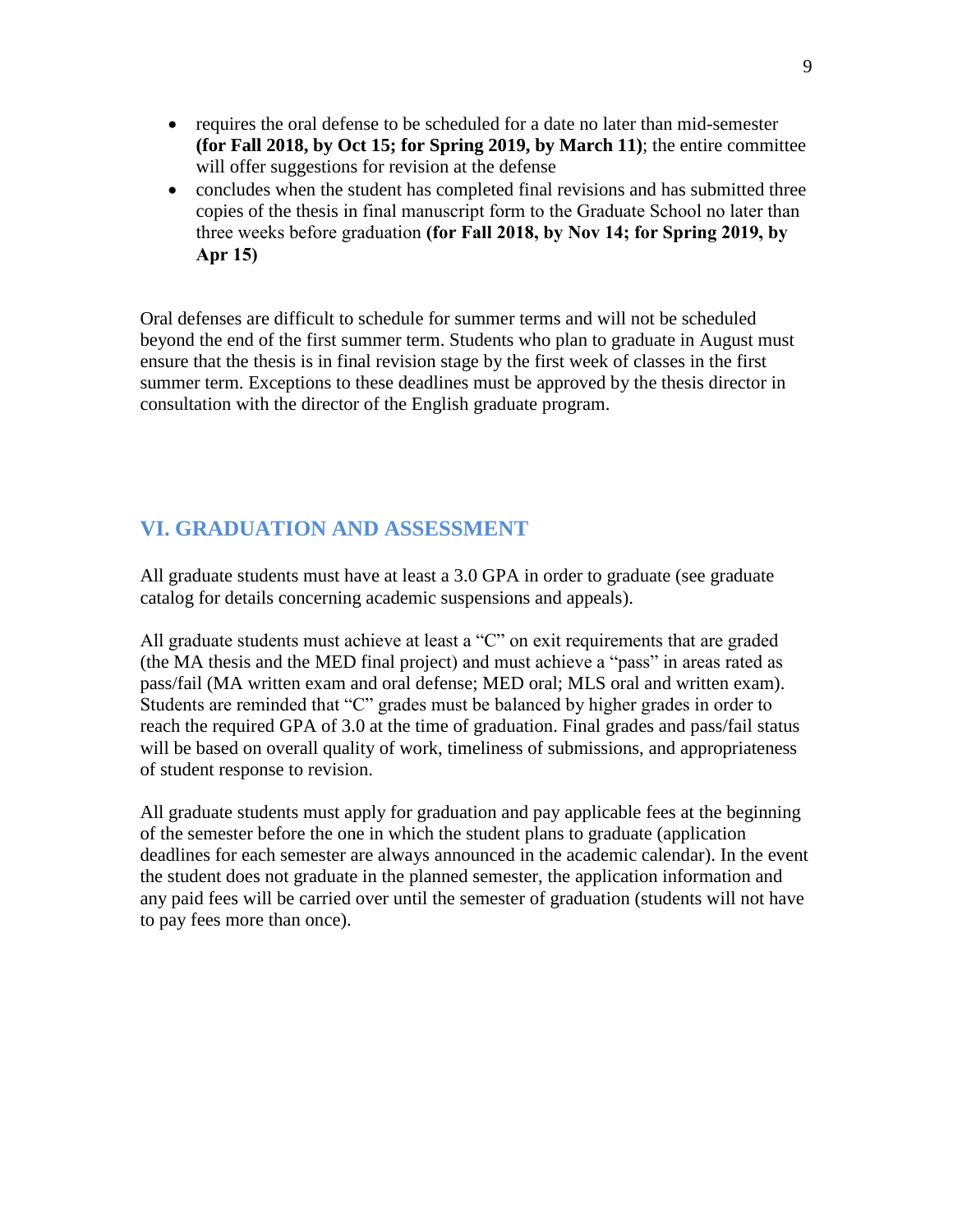- requires the oral defense to be scheduled for a date no later than mid-semester **(for Fall 2018, by Oct 15; for Spring 2019, by March 11)**; the entire committee will offer suggestions for revision at the defense
- concludes when the student has completed final revisions and has submitted three copies of the thesis in final manuscript form to the Graduate School no later than three weeks before graduation **(for Fall 2018, by Nov 14; for Spring 2019, by Apr 15)**

Oral defenses are difficult to schedule for summer terms and will not be scheduled beyond the end of the first summer term. Students who plan to graduate in August must ensure that the thesis is in final revision stage by the first week of classes in the first summer term. Exceptions to these deadlines must be approved by the thesis director in consultation with the director of the English graduate program.

## VI. GRADUATION AND ASSESSMENT

All graduate students must have at least a 3.0 GPA in order to graduate (see graduate catalog for details concerning academic suspensions and appeals).

All graduate students must achieve at least a "C" on exit requirements that are graded (the MA thesis and the MED final project) and must achieve a "pass" in areas rated as pass/fail (MA written exam and oral defense; MED oral; MLS oral and written exam). Students are reminded that "C" grades must be balanced by higher grades in order to reach the required GPA of 3.0 at the time of graduation. Final grades and pass/fail status will be based on overall quality of work, timeliness of submissions, and appropriateness of student response to revision.

All graduate students must apply for graduation and pay applicable fees at the beginning of the semester before the one in which the student plans to graduate (application deadlines for each semester are always announced in the academic calendar). In the event the student does not graduate in the planned semester, the application information and any paid fees will be carried over until the semester of graduation (students will not have to pay fees more than once).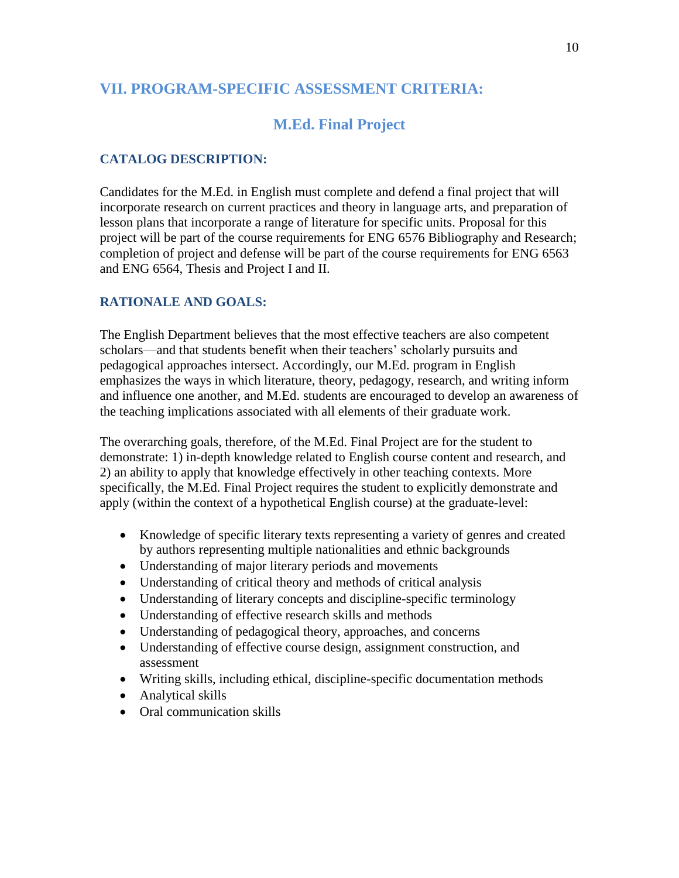## VII. PROGRAM-SPECIFIC ASSESSMENT CRITERIA:

### M.Ed. Final Project

#### CATALOG DESCRIPTION:

Candidates for the M.Ed. in English must complete and defend a final project that will incorporate research on current practices and theory in language arts, and preparation of lesson plans that incorporate a range of literature for specific units. Proposal for this project will be part of the course requirements for ENG 6576 Bibliography and Research; completion of project and defense will be part of the course requirements for ENG 6563 and ENG 6564, Thesis and Project I and II.

#### RATIONALE AND GOALS:

The English Department believes that the most effective teachers are also competent scholars—and that students benefit when their teachers' scholarly pursuits and pedagogical approaches intersect. Accordingly, our M.Ed. program in English emphasizes the ways in which literature, theory, pedagogy, research, and writing inform and influence one another, and M.Ed. students are encouraged to develop an awareness of the teaching implications associated with all elements of their graduate work.

The overarching goals, therefore, of the M.Ed. Final Project are for the student to demonstrate: 1) in-depth knowledge related to English course content and research, and 2) an ability to apply that knowledge effectively in other teaching contexts. More specifically, the M.Ed. Final Project requires the student to explicitly demonstrate and apply (within the context of a hypothetical English course) at the graduate-level:

- Knowledge of specific literary texts representing a variety of genres and created by authors representing multiple nationalities and ethnic backgrounds
- Understanding of major literary periods and movements
- Understanding of critical theory and methods of critical analysis
- Understanding of literary concepts and discipline-specific terminology
- Understanding of effective research skills and methods
- Understanding of pedagogical theory, approaches, and concerns
- Understanding of effective course design, assignment construction, and assessment
- Writing skills, including ethical, discipline-specific documentation methods
- Analytical skills
- Oral communication skills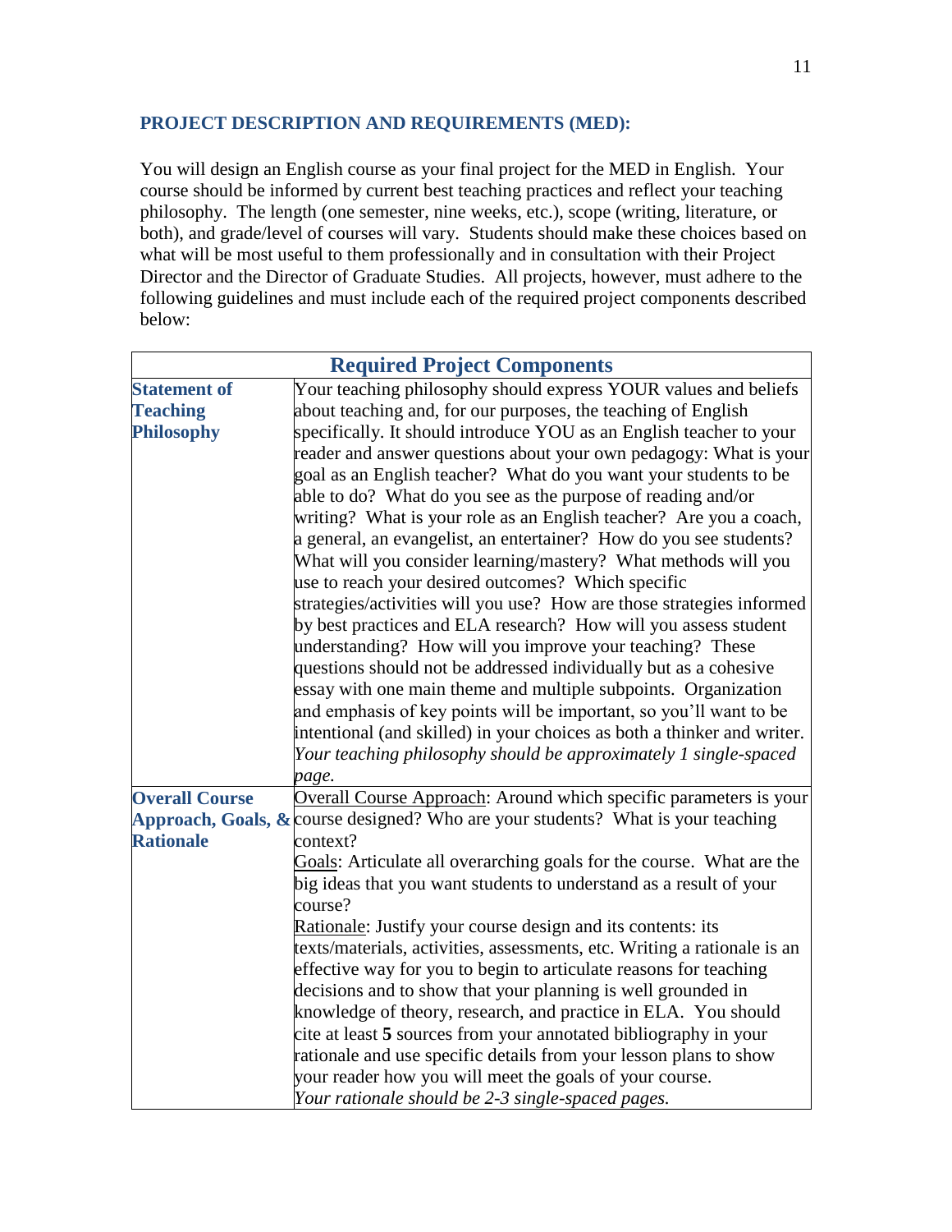## PROJECT DESCRIPTION AND REQUIREMENTS (MED):

You will design an English course as your final project for the MED in English. Your course should be informed by current best teaching practices and reflect your teaching philosophy. The length (one semester, nine weeks, etc.), scope (writing, literature, or both), and grade/level of courses will vary. Students should make these choices based on what will be most useful to them professionally and in consultation with their Project Director and the Director of Graduate Studies. All projects, however, must adhere to the following guidelines and must include each of the required project components described below:

| **Required Project Components** | |
|---|---|
| **Statement of Teaching Philosophy** | Your teaching philosophy should express YOUR values and beliefs about teaching and, for our purposes, the teaching of English specifically. It should introduce YOU as an English teacher to your reader and answer questions about your own pedagogy: What is your goal as an English teacher? What do you want your students to be able to do? What do you see as the purpose of reading and/or writing? What is your role as an English teacher? Are you a coach, a general, an evangelist, an entertainer? How do you see students? What will you consider learning/mastery? What methods will you use to reach your desired outcomes? Which specific strategies/activities will you use? How are those strategies informed by best practices and ELA research? How will you assess student understanding? How will you improve your teaching? These questions should not be addressed individually but as a cohesive essay with one main theme and multiple subpoints. Organization and emphasis of key points will be important, so you'll want to be intentional (and skilled) in your choices as both a thinker and writer. *Your teaching philosophy should be approximately 1 single-spaced page.* |
| **Overall Course Approach, Goals, & Rationale** | <u>Overall Course Approach</u>: Around which specific parameters is your course designed? Who are your students? What is your teaching context?<br><u>Goals</u>: Articulate all overarching goals for the course. What are the big ideas that you want students to understand as a result of your course?<br><u>Rationale</u>: Justify your course design and its contents: its texts/materials, activities, assessments, etc. Writing a rationale is an effective way for you to begin to articulate reasons for teaching decisions and to show that your planning is well grounded in knowledge of theory, research, and practice in ELA. You should cite at least **5** sources from your annotated bibliography in your rationale and use specific details from your lesson plans to show your reader how you will meet the goals of your course.<br>*Your rationale should be 2-3 single-spaced pages.* |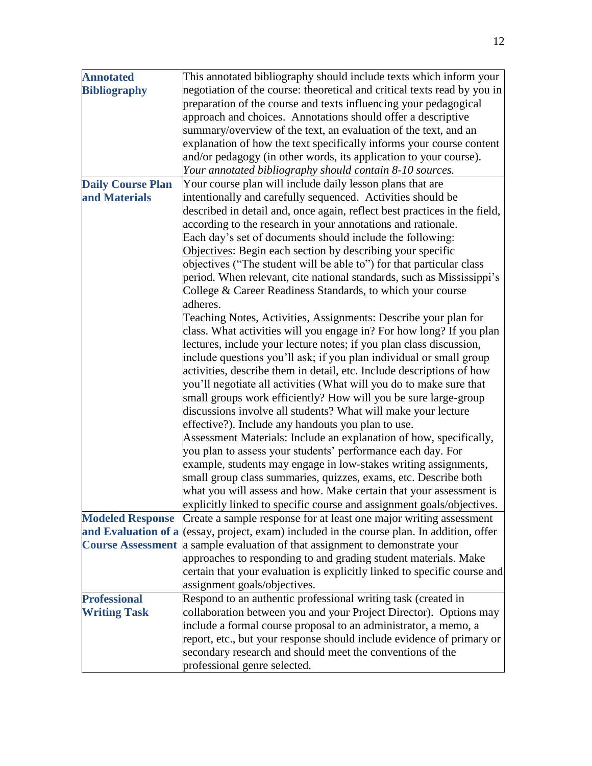| | |
|---|---|
| **Annotated Bibliography** | This annotated bibliography should include texts which inform your negotiation of the course: theoretical and critical texts read by you in preparation of the course and texts influencing your pedagogical approach and choices. Annotations should offer a descriptive summary/overview of the text, an evaluation of the text, and an explanation of how the text specifically informs your course content and/or pedagogy (in other words, its application to your course). *Your annotated bibliography should contain 8-10 sources.* |
| **Daily Course Plan and Materials** | Your course plan will include daily lesson plans that are intentionally and carefully sequenced. Activities should be described in detail and, once again, reflect best practices in the field, according to the research in your annotations and rationale.<br>Each day's set of documents should include the following:<br><u>Objectives</u>: Begin each section by describing your specific objectives ("The student will be able to") for that particular class period. When relevant, cite national standards, such as Mississippi's College & Career Readiness Standards, to which your course adheres.<br><u>Teaching Notes, Activities, Assignments</u>: Describe your plan for class. What activities will you engage in? For how long? If you plan lectures, include your lecture notes; if you plan class discussion, include questions you'll ask; if you plan individual or small group activities, describe them in detail, etc. Include descriptions of how you'll negotiate all activities (What will you do to make sure that small groups work efficiently? How will you be sure large-group discussions involve all students? What will make your lecture effective?). Include any handouts you plan to use.<br><u>Assessment Materials</u>: Include an explanation of how, specifically, you plan to assess your students' performance each day. For example, students may engage in low-stakes writing assignments, small group class summaries, quizzes, exams, etc. Describe both what you will assess and how. Make certain that your assessment is explicitly linked to specific course and assignment goals/objectives. |
| **Modeled Response and Evaluation of a Course Assessment** | Create a sample response for at least one major writing assessment (essay, project, exam) included in the course plan. In addition, offer a sample evaluation of that assignment to demonstrate your approaches to responding to and grading student materials. Make certain that your evaluation is explicitly linked to specific course and assignment goals/objectives. |
| **Professional Writing Task** | Respond to an authentic professional writing task (created in collaboration between you and your Project Director). Options may include a formal course proposal to an administrator, a memo, a report, etc., but your response should include evidence of primary or secondary research and should meet the conventions of the professional genre selected. |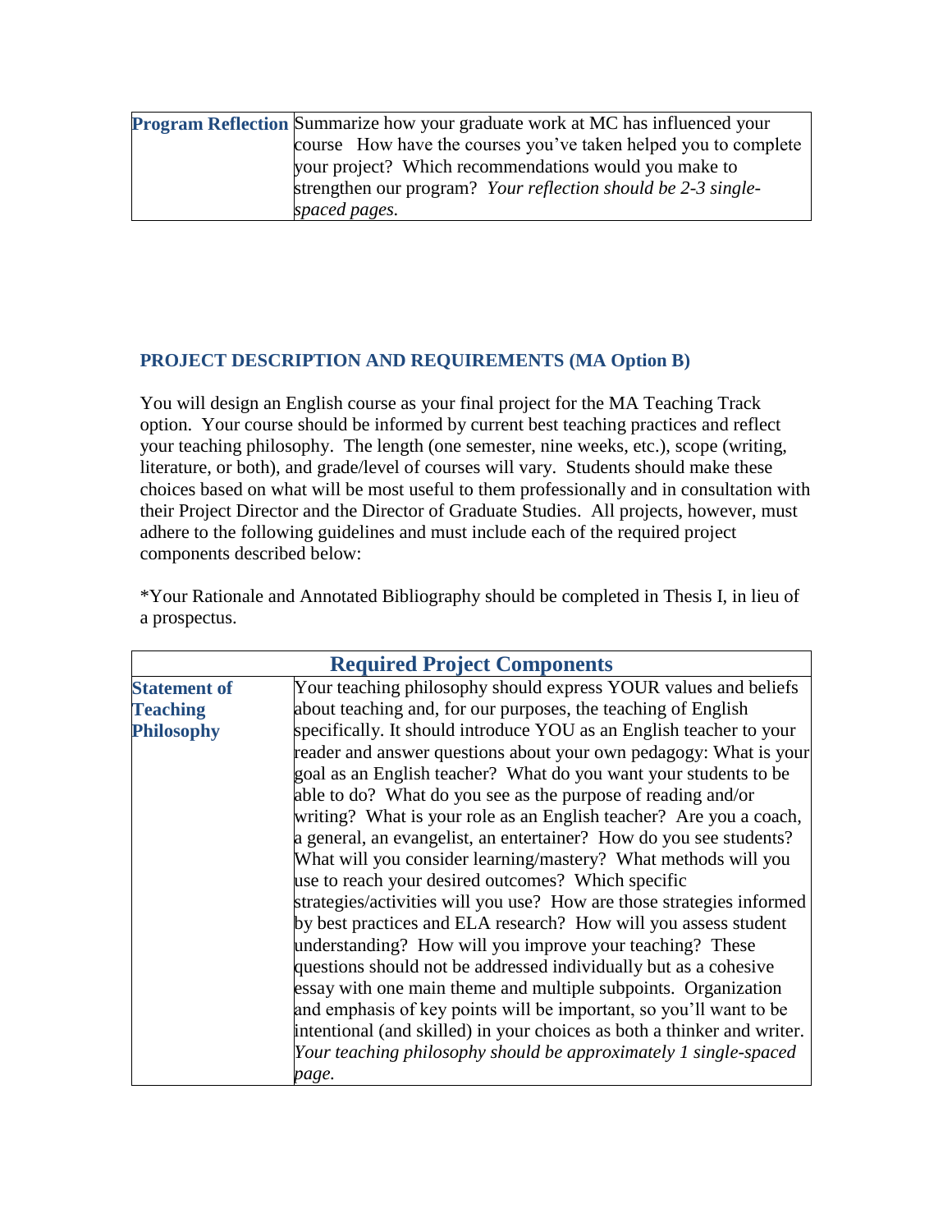| **Program Reflection** | Summarize how your graduate work at MC has influenced your course How have the courses you've taken helped you to complete your project? Which recommendations would you make to strengthen our program? *Your reflection should be 2-3 single-spaced pages.* |
|---|---|

## PROJECT DESCRIPTION AND REQUIREMENTS (MA Option B)

You will design an English course as your final project for the MA Teaching Track option. Your course should be informed by current best teaching practices and reflect your teaching philosophy. The length (one semester, nine weeks, etc.), scope (writing, literature, or both), and grade/level of courses will vary. Students should make these choices based on what will be most useful to them professionally and in consultation with their Project Director and the Director of Graduate Studies. All projects, however, must adhere to the following guidelines and must include each of the required project components described below:

*Your Rationale and Annotated Bibliography should be completed in Thesis I, in lieu of a prospectus.

| **Required Project Components** | |
|---|---|
| **Statement of Teaching Philosophy** | Your teaching philosophy should express YOUR values and beliefs about teaching and, for our purposes, the teaching of English specifically. It should introduce YOU as an English teacher to your reader and answer questions about your own pedagogy: What is your goal as an English teacher? What do you want your students to be able to do? What do you see as the purpose of reading and/or writing? What is your role as an English teacher? Are you a coach, a general, an evangelist, an entertainer? How do you see students? What will you consider learning/mastery? What methods will you use to reach your desired outcomes? Which specific strategies/activities will you use? How are those strategies informed by best practices and ELA research? How will you assess student understanding? How will you improve your teaching? These questions should not be addressed individually but as a cohesive essay with one main theme and multiple subpoints. Organization and emphasis of key points will be important, so you'll want to be intentional (and skilled) in your choices as both a thinker and writer. *Your teaching philosophy should be approximately 1 single-spaced page.* |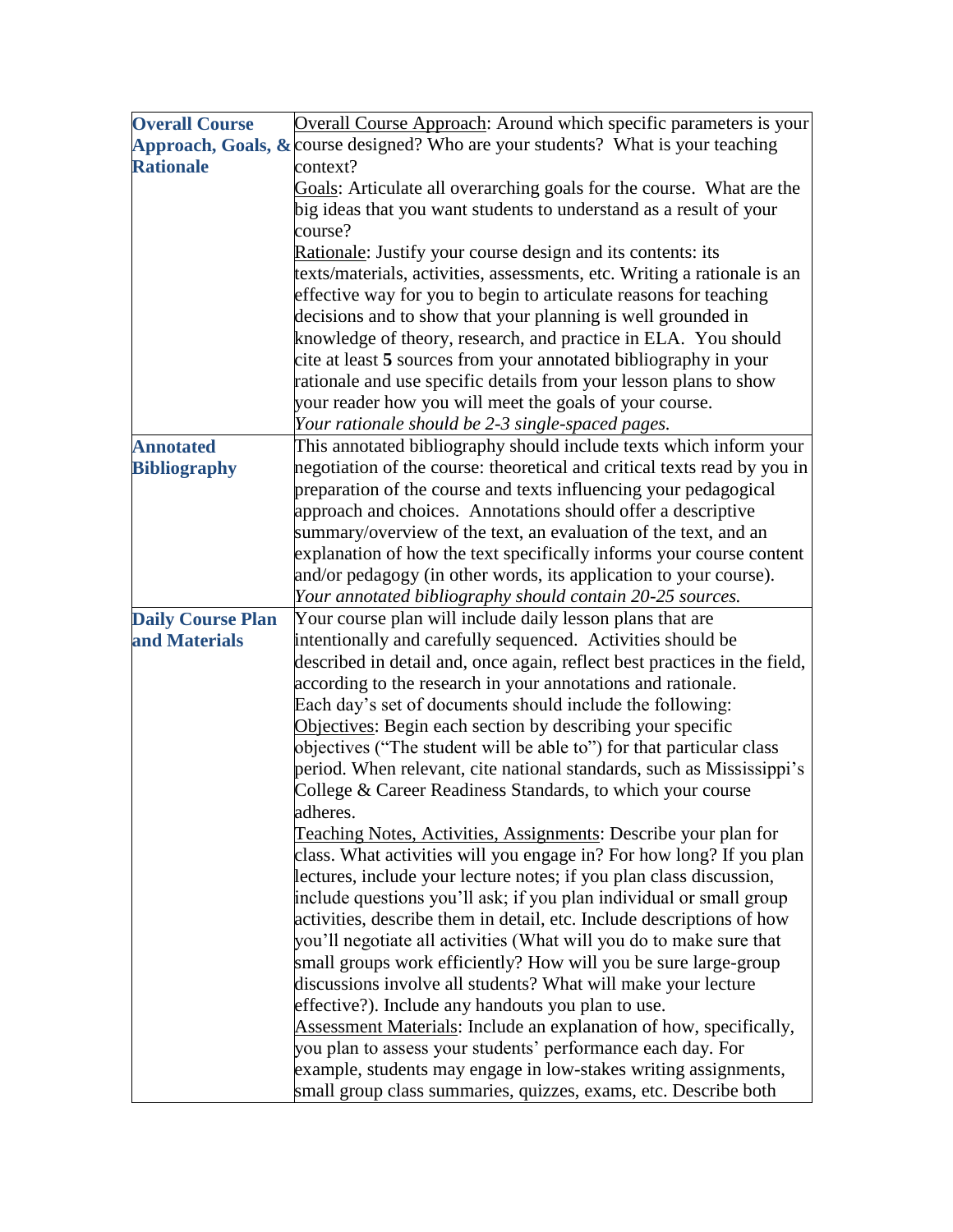| **Overall Course Approach, Goals, & Rationale** | <u>Overall Course Approach</u>: Around which specific parameters is your course designed? Who are your students? What is your teaching context?<br><u>Goals</u>: Articulate all overarching goals for the course. What are the big ideas that you want students to understand as a result of your course?<br><u>Rationale</u>: Justify your course design and its contents: its texts/materials, activities, assessments, etc. Writing a rationale is an effective way for you to begin to articulate reasons for teaching decisions and to show that your planning is well grounded in knowledge of theory, research, and practice in ELA. You should cite at least **5** sources from your annotated bibliography in your rationale and use specific details from your lesson plans to show your reader how you will meet the goals of your course.<br>*Your rationale should be 2-3 single-spaced pages.* |
|---|---|
| **Annotated Bibliography** | This annotated bibliography should include texts which inform your negotiation of the course: theoretical and critical texts read by you in preparation of the course and texts influencing your pedagogical approach and choices. Annotations should offer a descriptive summary/overview of the text, an evaluation of the text, and an explanation of how the text specifically informs your course content and/or pedagogy (in other words, its application to your course).<br>*Your annotated bibliography should contain 20-25 sources.* |
| **Daily Course Plan and Materials** | Your course plan will include daily lesson plans that are intentionally and carefully sequenced. Activities should be described in detail and, once again, reflect best practices in the field, according to the research in your annotations and rationale.<br>Each day's set of documents should include the following:<br><u>Objectives</u>: Begin each section by describing your specific objectives ("The student will be able to") for that particular class period. When relevant, cite national standards, such as Mississippi's College & Career Readiness Standards, to which your course adheres.<br><u>Teaching Notes, Activities, Assignments</u>: Describe your plan for class. What activities will you engage in? For how long? If you plan lectures, include your lecture notes; if you plan class discussion, include questions you'll ask; if you plan individual or small group activities, describe them in detail, etc. Include descriptions of how you'll negotiate all activities (What will you do to make sure that small groups work efficiently? How will you be sure large-group discussions involve all students? What will make your lecture effective?). Include any handouts you plan to use.<br><u>Assessment Materials</u>: Include an explanation of how, specifically, you plan to assess your students' performance each day. For example, students may engage in low-stakes writing assignments, small group class summaries, quizzes, exams, etc. Describe both |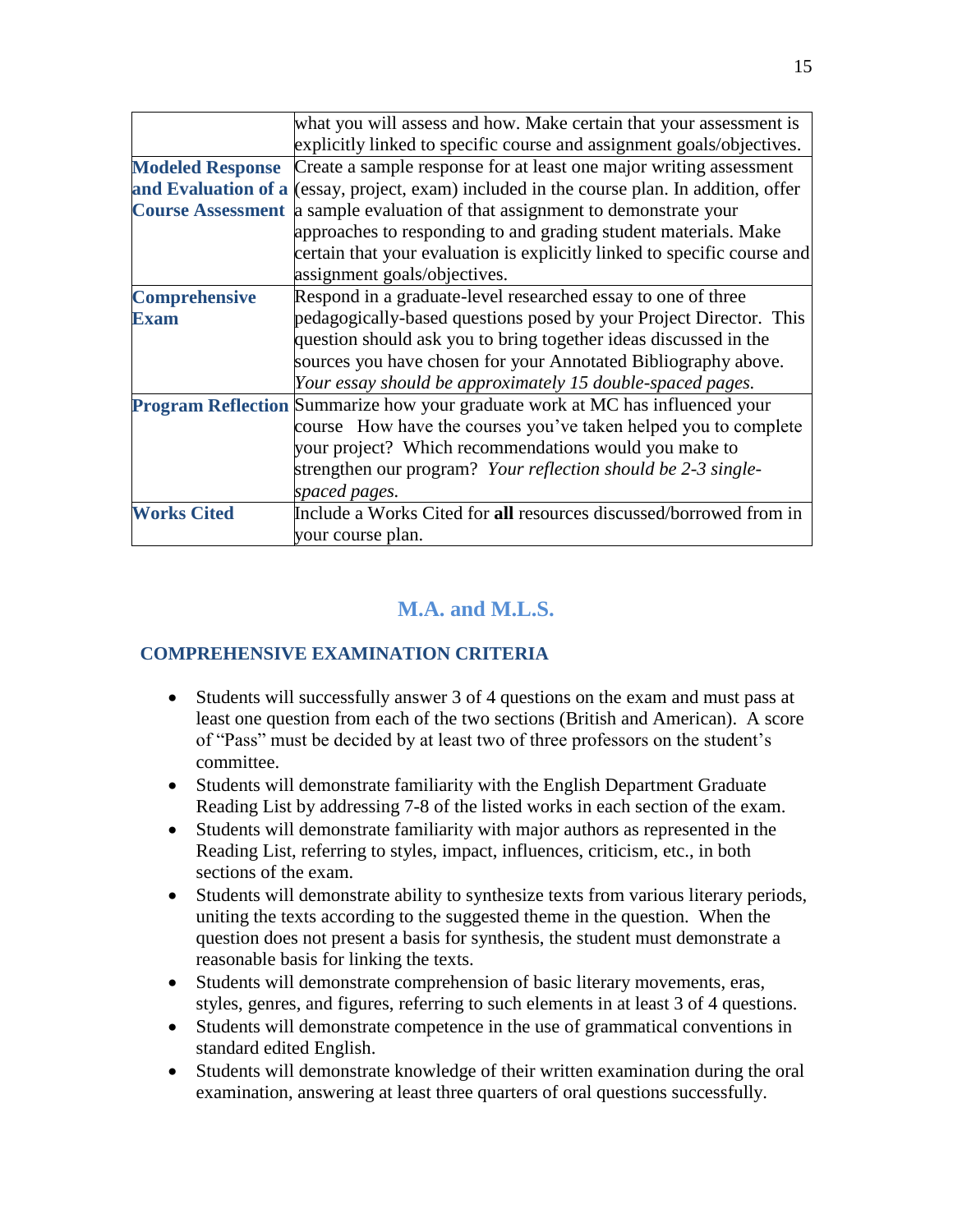| | |
|---|---|
| | what you will assess and how. Make certain that your assessment is explicitly linked to specific course and assignment goals/objectives. |
| **Modeled Response and Evaluation of a Course Assessment** | Create a sample response for at least one major writing assessment (essay, project, exam) included in the course plan. In addition, offer a sample evaluation of that assignment to demonstrate your approaches to responding to and grading student materials. Make certain that your evaluation is explicitly linked to specific course and assignment goals/objectives. |
| **Comprehensive Exam** | Respond in a graduate-level researched essay to one of three pedagogically-based questions posed by your Project Director. This question should ask you to bring together ideas discussed in the sources you have chosen for your Annotated Bibliography above. *Your essay should be approximately 15 double-spaced pages.* |
| **Program Reflection** | Summarize how your graduate work at MC has influenced your course How have the courses you've taken helped you to complete your project? Which recommendations would you make to strengthen our program? *Your reflection should be 2-3 single-spaced pages.* |
| **Works Cited** | Include a Works Cited for **all** resources discussed/borrowed from in your course plan. |

## M.A. and M.L.S.

### COMPREHENSIVE EXAMINATION CRITERIA

- Students will successfully answer 3 of 4 questions on the exam and must pass at least one question from each of the two sections (British and American). A score of "Pass" must be decided by at least two of three professors on the student's committee.
- Students will demonstrate familiarity with the English Department Graduate Reading List by addressing 7-8 of the listed works in each section of the exam.
- Students will demonstrate familiarity with major authors as represented in the Reading List, referring to styles, impact, influences, criticism, etc., in both sections of the exam.
- Students will demonstrate ability to synthesize texts from various literary periods, uniting the texts according to the suggested theme in the question. When the question does not present a basis for synthesis, the student must demonstrate a reasonable basis for linking the texts.
- Students will demonstrate comprehension of basic literary movements, eras, styles, genres, and figures, referring to such elements in at least 3 of 4 questions.
- Students will demonstrate competence in the use of grammatical conventions in standard edited English.
- Students will demonstrate knowledge of their written examination during the oral examination, answering at least three quarters of oral questions successfully.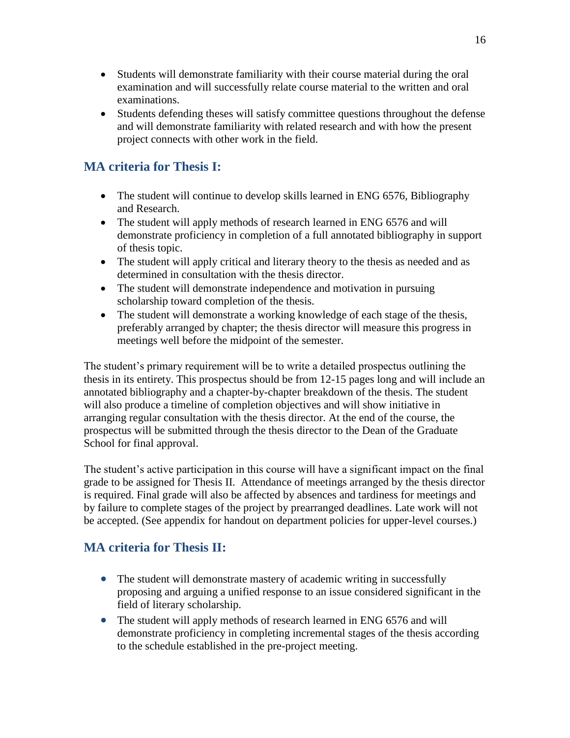- Students will demonstrate familiarity with their course material during the oral examination and will successfully relate course material to the written and oral examinations.
- Students defending theses will satisfy committee questions throughout the defense and will demonstrate familiarity with related research and with how the present project connects with other work in the field.

## MA criteria for Thesis I:

- The student will continue to develop skills learned in ENG 6576, Bibliography and Research.
- The student will apply methods of research learned in ENG 6576 and will demonstrate proficiency in completion of a full annotated bibliography in support of thesis topic.
- The student will apply critical and literary theory to the thesis as needed and as determined in consultation with the thesis director.
- The student will demonstrate independence and motivation in pursuing scholarship toward completion of the thesis.
- The student will demonstrate a working knowledge of each stage of the thesis, preferably arranged by chapter; the thesis director will measure this progress in meetings well before the midpoint of the semester.

The student's primary requirement will be to write a detailed prospectus outlining the thesis in its entirety. This prospectus should be from 12-15 pages long and will include an annotated bibliography and a chapter-by-chapter breakdown of the thesis. The student will also produce a timeline of completion objectives and will show initiative in arranging regular consultation with the thesis director. At the end of the course, the prospectus will be submitted through the thesis director to the Dean of the Graduate School for final approval.

The student's active participation in this course will have a significant impact on the final grade to be assigned for Thesis II. Attendance of meetings arranged by the thesis director is required. Final grade will also be affected by absences and tardiness for meetings and by failure to complete stages of the project by prearranged deadlines. Late work will not be accepted. (See appendix for handout on department policies for upper-level courses.)

## MA criteria for Thesis II:

- The student will demonstrate mastery of academic writing in successfully proposing and arguing a unified response to an issue considered significant in the field of literary scholarship.
- The student will apply methods of research learned in ENG 6576 and will demonstrate proficiency in completing incremental stages of the thesis according to the schedule established in the pre-project meeting.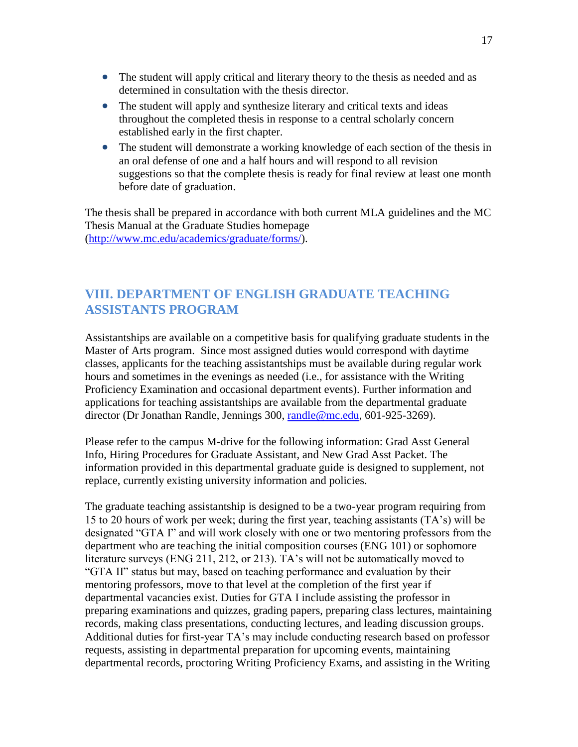- The student will apply critical and literary theory to the thesis as needed and as determined in consultation with the thesis director.
- The student will apply and synthesize literary and critical texts and ideas throughout the completed thesis in response to a central scholarly concern established early in the first chapter.
- The student will demonstrate a working knowledge of each section of the thesis in an oral defense of one and a half hours and will respond to all revision suggestions so that the complete thesis is ready for final review at least one month before date of graduation.

The thesis shall be prepared in accordance with both current MLA guidelines and the MC Thesis Manual at the Graduate Studies homepage (http://www.mc.edu/academics/graduate/forms/).

## VIII. DEPARTMENT OF ENGLISH GRADUATE TEACHING ASSISTANTS PROGRAM

Assistantships are available on a competitive basis for qualifying graduate students in the Master of Arts program. Since most assigned duties would correspond with daytime classes, applicants for the teaching assistantships must be available during regular work hours and sometimes in the evenings as needed (i.e., for assistance with the Writing Proficiency Examination and occasional department events). Further information and applications for teaching assistantships are available from the departmental graduate director (Dr Jonathan Randle, Jennings 300, randle@mc.edu, 601-925-3269).

Please refer to the campus M-drive for the following information: Grad Asst General Info, Hiring Procedures for Graduate Assistant, and New Grad Asst Packet. The information provided in this departmental graduate guide is designed to supplement, not replace, currently existing university information and policies.

The graduate teaching assistantship is designed to be a two-year program requiring from 15 to 20 hours of work per week; during the first year, teaching assistants (TA's) will be designated "GTA I" and will work closely with one or two mentoring professors from the department who are teaching the initial composition courses (ENG 101) or sophomore literature surveys (ENG 211, 212, or 213). TA's will not be automatically moved to "GTA II" status but may, based on teaching performance and evaluation by their mentoring professors, move to that level at the completion of the first year if departmental vacancies exist. Duties for GTA I include assisting the professor in preparing examinations and quizzes, grading papers, preparing class lectures, maintaining records, making class presentations, conducting lectures, and leading discussion groups. Additional duties for first-year TA's may include conducting research based on professor requests, assisting in departmental preparation for upcoming events, maintaining departmental records, proctoring Writing Proficiency Exams, and assisting in the Writing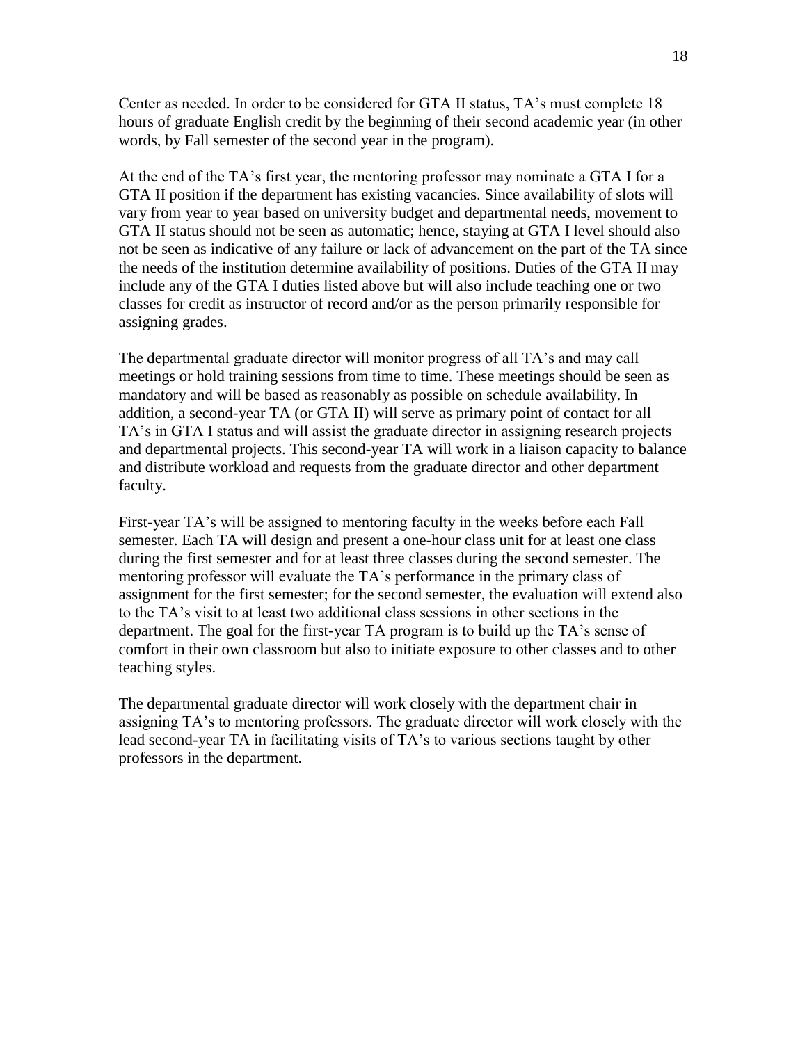Center as needed. In order to be considered for GTA II status, TA's must complete 18 hours of graduate English credit by the beginning of their second academic year (in other words, by Fall semester of the second year in the program).

At the end of the TA's first year, the mentoring professor may nominate a GTA I for a GTA II position if the department has existing vacancies. Since availability of slots will vary from year to year based on university budget and departmental needs, movement to GTA II status should not be seen as automatic; hence, staying at GTA I level should also not be seen as indicative of any failure or lack of advancement on the part of the TA since the needs of the institution determine availability of positions. Duties of the GTA II may include any of the GTA I duties listed above but will also include teaching one or two classes for credit as instructor of record and/or as the person primarily responsible for assigning grades.

The departmental graduate director will monitor progress of all TA's and may call meetings or hold training sessions from time to time. These meetings should be seen as mandatory and will be based as reasonably as possible on schedule availability. In addition, a second-year TA (or GTA II) will serve as primary point of contact for all TA's in GTA I status and will assist the graduate director in assigning research projects and departmental projects. This second-year TA will work in a liaison capacity to balance and distribute workload and requests from the graduate director and other department faculty.

First-year TA's will be assigned to mentoring faculty in the weeks before each Fall semester. Each TA will design and present a one-hour class unit for at least one class during the first semester and for at least three classes during the second semester. The mentoring professor will evaluate the TA's performance in the primary class of assignment for the first semester; for the second semester, the evaluation will extend also to the TA's visit to at least two additional class sessions in other sections in the department. The goal for the first-year TA program is to build up the TA's sense of comfort in their own classroom but also to initiate exposure to other classes and to other teaching styles.

The departmental graduate director will work closely with the department chair in assigning TA's to mentoring professors. The graduate director will work closely with the lead second-year TA in facilitating visits of TA's to various sections taught by other professors in the department.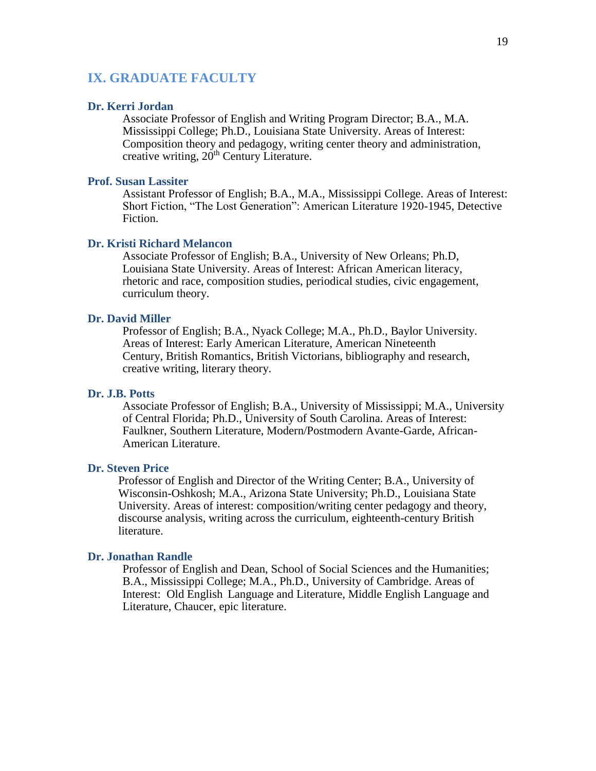## IX. GRADUATE FACULTY

**Dr. Kerri Jordan**

Associate Professor of English and Writing Program Director; B.A., M.A. Mississippi College; Ph.D., Louisiana State University. Areas of Interest: Composition theory and pedagogy, writing center theory and administration, creative writing, 20th Century Literature.

**Prof. Susan Lassiter**

Assistant Professor of English; B.A., M.A., Mississippi College. Areas of Interest: Short Fiction, "The Lost Generation": American Literature 1920-1945, Detective Fiction.

**Dr. Kristi Richard Melancon**

Associate Professor of English; B.A., University of New Orleans; Ph.D, Louisiana State University. Areas of Interest: African American literacy, rhetoric and race, composition studies, periodical studies, civic engagement, curriculum theory.

**Dr. David Miller**

Professor of English; B.A., Nyack College; M.A., Ph.D., Baylor University. Areas of Interest: Early American Literature, American Nineteenth Century, British Romantics, British Victorians, bibliography and research, creative writing, literary theory.

**Dr. J.B. Potts**

Associate Professor of English; B.A., University of Mississippi; M.A., University of Central Florida; Ph.D., University of South Carolina. Areas of Interest: Faulkner, Southern Literature, Modern/Postmodern Avante-Garde, African-American Literature.

**Dr. Steven Price**

Professor of English and Director of the Writing Center; B.A., University of Wisconsin-Oshkosh; M.A., Arizona State University; Ph.D., Louisiana State University. Areas of interest: composition/writing center pedagogy and theory, discourse analysis, writing across the curriculum, eighteenth-century British literature.

**Dr. Jonathan Randle**

Professor of English and Dean, School of Social Sciences and the Humanities; B.A., Mississippi College; M.A., Ph.D., University of Cambridge. Areas of Interest: Old English Language and Literature, Middle English Language and Literature, Chaucer, epic literature.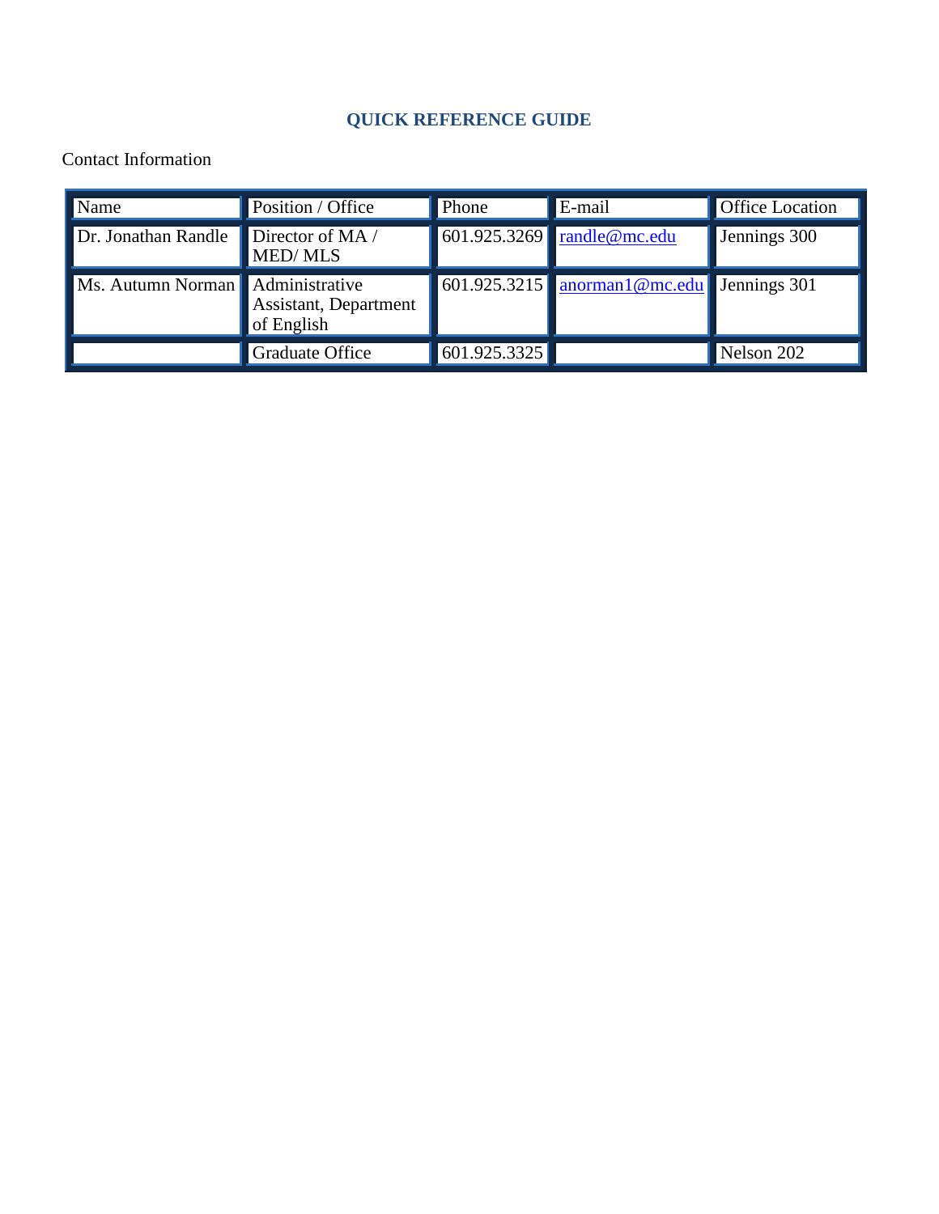## QUICK REFERENCE GUIDE

Contact Information

| Name | Position / Office | Phone | E-mail | Office Location |
|---|---|---|---|---|
| Dr. Jonathan Randle | Director of MA / MED/ MLS | 601.925.3269 | randle@mc.edu | Jennings 300 |
| Ms. Autumn Norman | Administrative Assistant, Department of English | 601.925.3215 | anorman1@mc.edu | Jennings 301 |
| | Graduate Office | 601.925.3325 | | Nelson 202 |